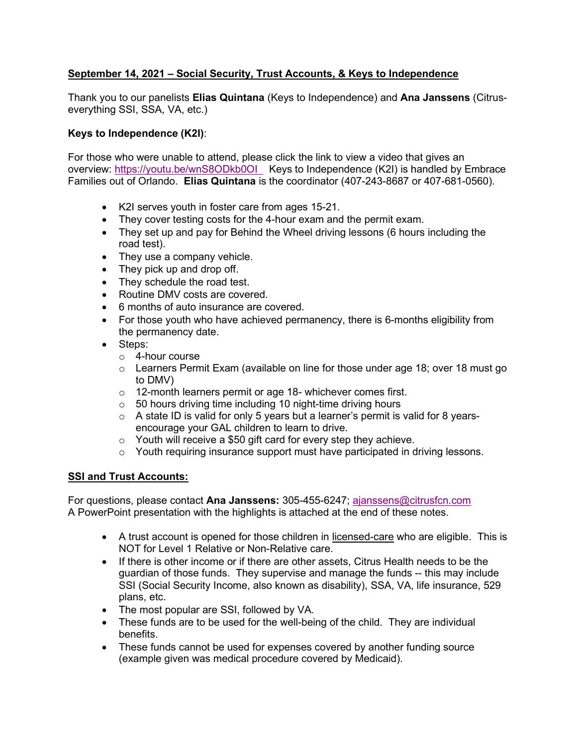**<u>September 14, 2021 – Social Security, Trust Accounts, & Keys to Independence</u>**

Thank you to our panelists **Elias Quintana** (Keys to Independence) and **Ana Janssens** (Citrus-everything SSI, SSA, VA, etc.)

**Keys to Independence (K2I)**:

For those who were unable to attend, please click the link to view a video that gives an overview: https://youtu.be/wnS8ODkb0OI Keys to Independence (K2I) is handled by Embrace Families out of Orlando. **Elias Quintana** is the coordinator (407-243-8687 or 407-681-0560).

- K2I serves youth in foster care from ages 15-21.
- They cover testing costs for the 4-hour exam and the permit exam.
- They set up and pay for Behind the Wheel driving lessons (6 hours including the road test).
- They use a company vehicle.
- They pick up and drop off.
- They schedule the road test.
- Routine DMV costs are covered.
- 6 months of auto insurance are covered.
- For those youth who have achieved permanency, there is 6-months eligibility from the permanency date.
- Steps:
  - 4-hour course
  - Learners Permit Exam (available on line for those under age 18; over 18 must go to DMV)
  - 12-month learners permit or age 18- whichever comes first.
  - 50 hours driving time including 10 night-time driving hours
  - A state ID is valid for only 5 years but a learner's permit is valid for 8 years- encourage your GAL children to learn to drive.
  - Youth will receive a $50 gift card for every step they achieve.
  - Youth requiring insurance support must have participated in driving lessons.

**<u>SSI and Trust Accounts:</u>**

For questions, please contact **Ana Janssens:** 305-455-6247; ajanssens@citrusfcn.com
A PowerPoint presentation with the highlights is attached at the end of these notes.

- A trust account is opened for those children in <u>licensed-care</u> who are eligible. This is NOT for Level 1 Relative or Non-Relative care.
- If there is other income or if there are other assets, Citrus Health needs to be the guardian of those funds. They supervise and manage the funds -- this may include SSI (Social Security Income, also known as disability), SSA, VA, life insurance, 529 plans, etc.
- The most popular are SSI, followed by VA.
- These funds are to be used for the well-being of the child. They are individual benefits.
- These funds cannot be used for expenses covered by another funding source (example given was medical procedure covered by Medicaid).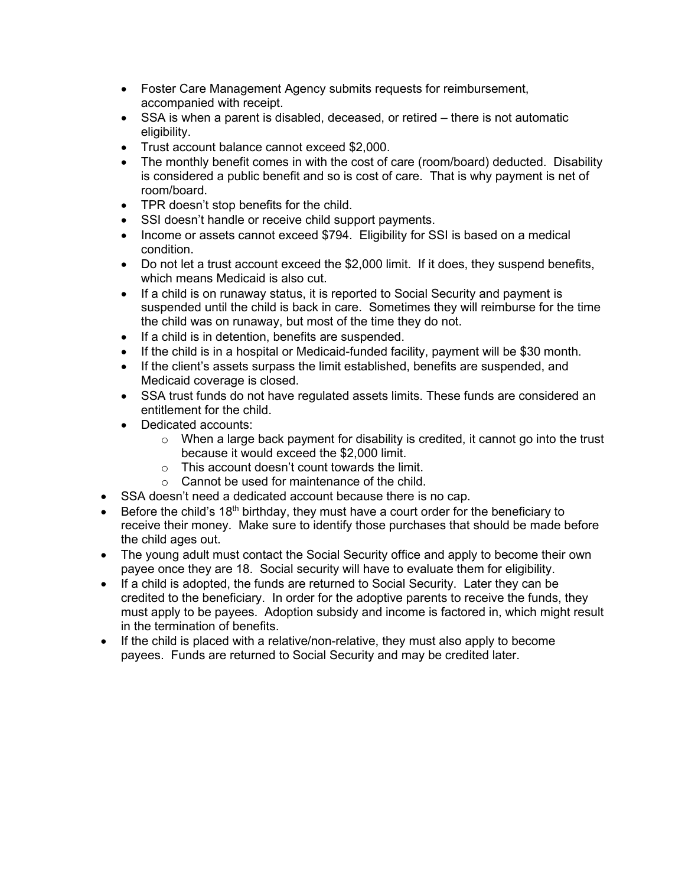- Foster Care Management Agency submits requests for reimbursement, accompanied with receipt.
- SSA is when a parent is disabled, deceased, or retired – there is not automatic eligibility.
- Trust account balance cannot exceed $2,000.
- The monthly benefit comes in with the cost of care (room/board) deducted. Disability is considered a public benefit and so is cost of care. That is why payment is net of room/board.
- TPR doesn't stop benefits for the child.
- SSI doesn't handle or receive child support payments.
- Income or assets cannot exceed $794. Eligibility for SSI is based on a medical condition.
- Do not let a trust account exceed the $2,000 limit. If it does, they suspend benefits, which means Medicaid is also cut.
- If a child is on runaway status, it is reported to Social Security and payment is suspended until the child is back in care. Sometimes they will reimburse for the time the child was on runaway, but most of the time they do not.
- If a child is in detention, benefits are suspended.
- If the child is in a hospital or Medicaid-funded facility, payment will be $30 month.
- If the client's assets surpass the limit established, benefits are suspended, and Medicaid coverage is closed.
- SSA trust funds do not have regulated assets limits. These funds are considered an entitlement for the child.
- Dedicated accounts:
  - When a large back payment for disability is credited, it cannot go into the trust because it would exceed the $2,000 limit.
  - This account doesn't count towards the limit.
  - Cannot be used for maintenance of the child.

- SSA doesn't need a dedicated account because there is no cap.
- Before the child's 18th birthday, they must have a court order for the beneficiary to receive their money. Make sure to identify those purchases that should be made before the child ages out.
- The young adult must contact the Social Security office and apply to become their own payee once they are 18. Social security will have to evaluate them for eligibility.
- If a child is adopted, the funds are returned to Social Security. Later they can be credited to the beneficiary. In order for the adoptive parents to receive the funds, they must apply to be payees. Adoption subsidy and income is factored in, which might result in the termination of benefits.
- If the child is placed with a relative/non-relative, they must also apply to become payees. Funds are returned to Social Security and may be credited later.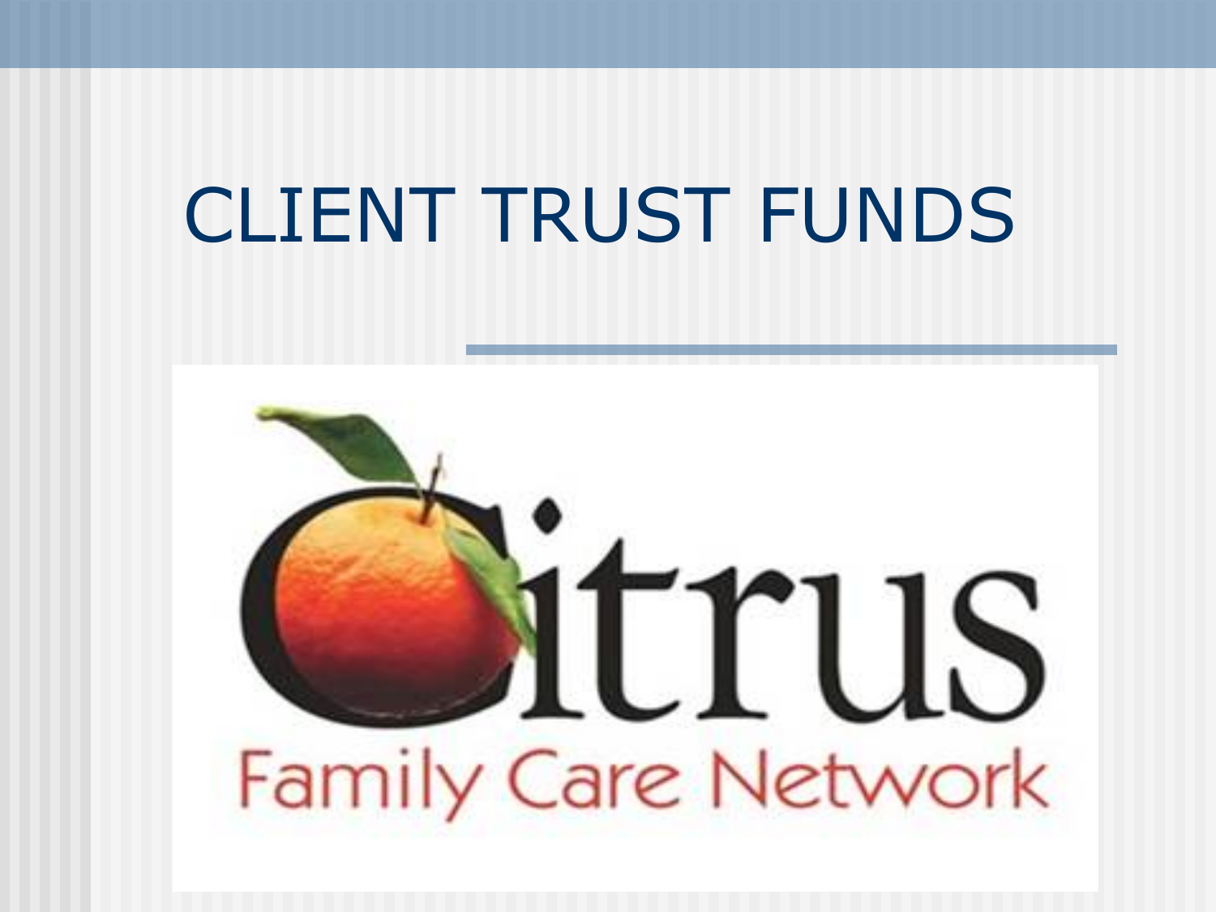# CLIENT TRUST FUNDS

Citrus

Family Care Network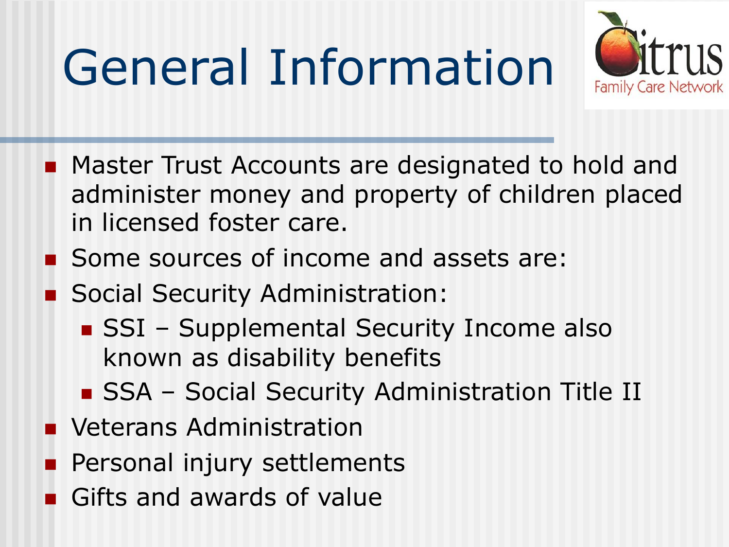# General Information

- Master Trust Accounts are designated to hold and administer money and property of children placed in licensed foster care.
- Some sources of income and assets are:
- Social Security Administration:
  - SSI – Supplemental Security Income also known as disability benefits
  - SSA – Social Security Administration Title II
- Veterans Administration
- Personal injury settlements
- Gifts and awards of value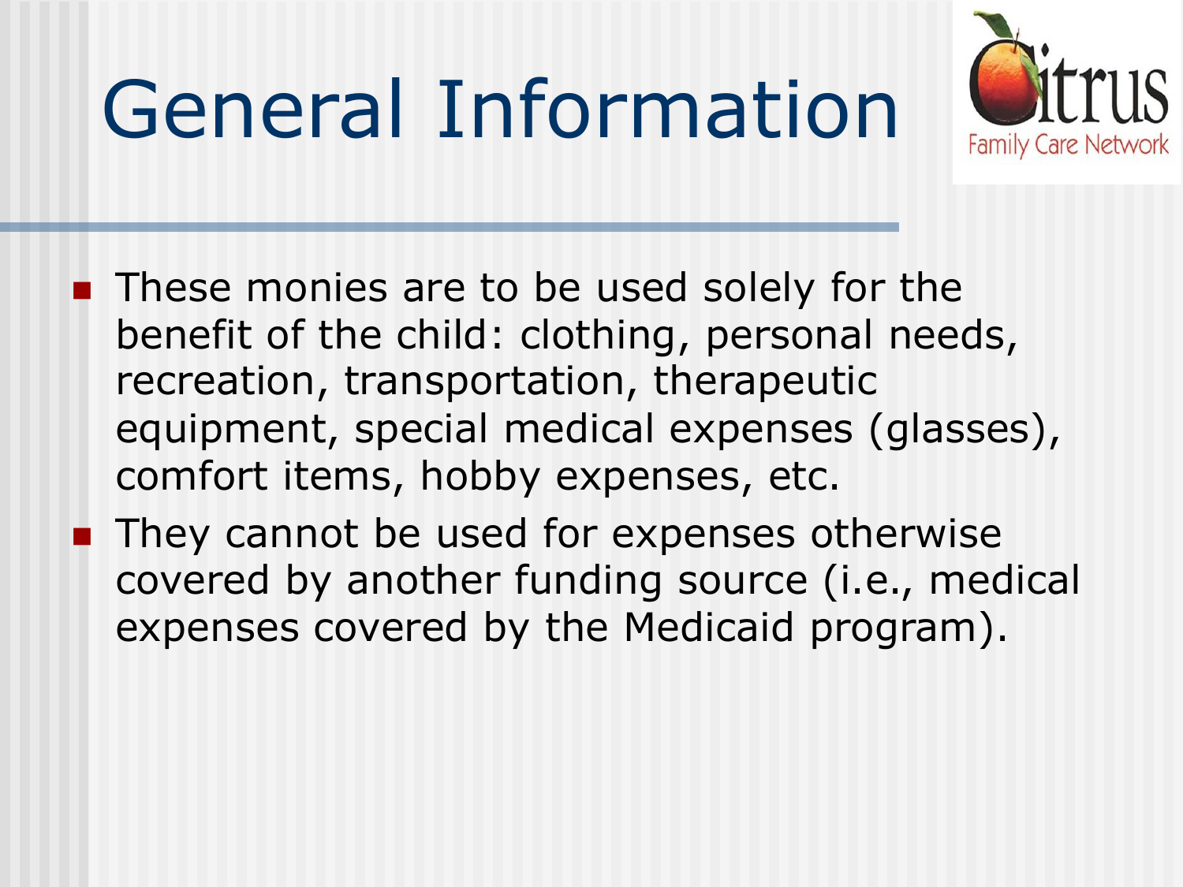# General Information

- These monies are to be used solely for the benefit of the child: clothing, personal needs, recreation, transportation, therapeutic equipment, special medical expenses (glasses), comfort items, hobby expenses, etc.
- They cannot be used for expenses otherwise covered by another funding source (i.e., medical expenses covered by the Medicaid program).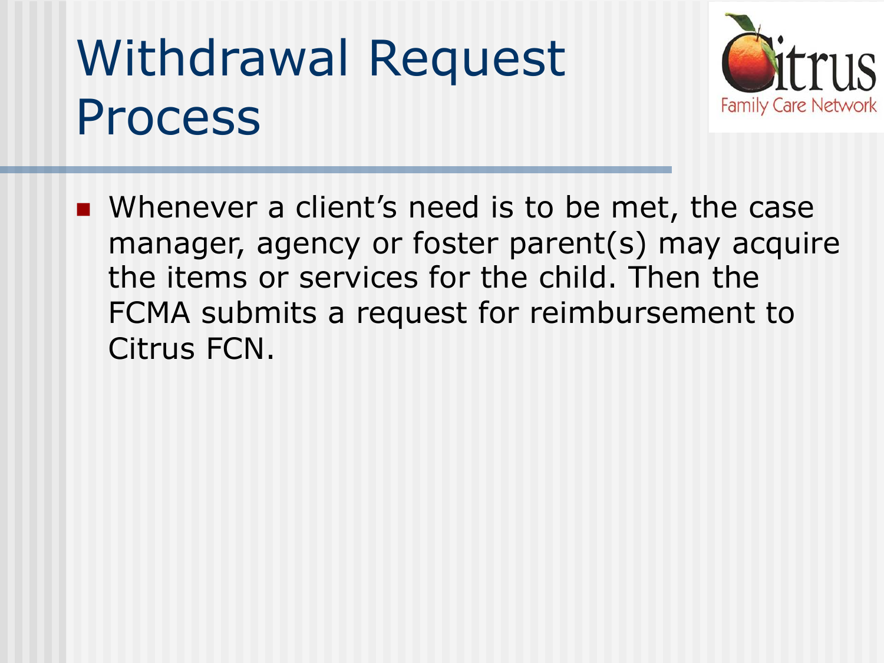# Withdrawal Request Process

- Whenever a client's need is to be met, the case manager, agency or foster parent(s) may acquire the items or services for the child. Then the FCMA submits a request for reimbursement to Citrus FCN.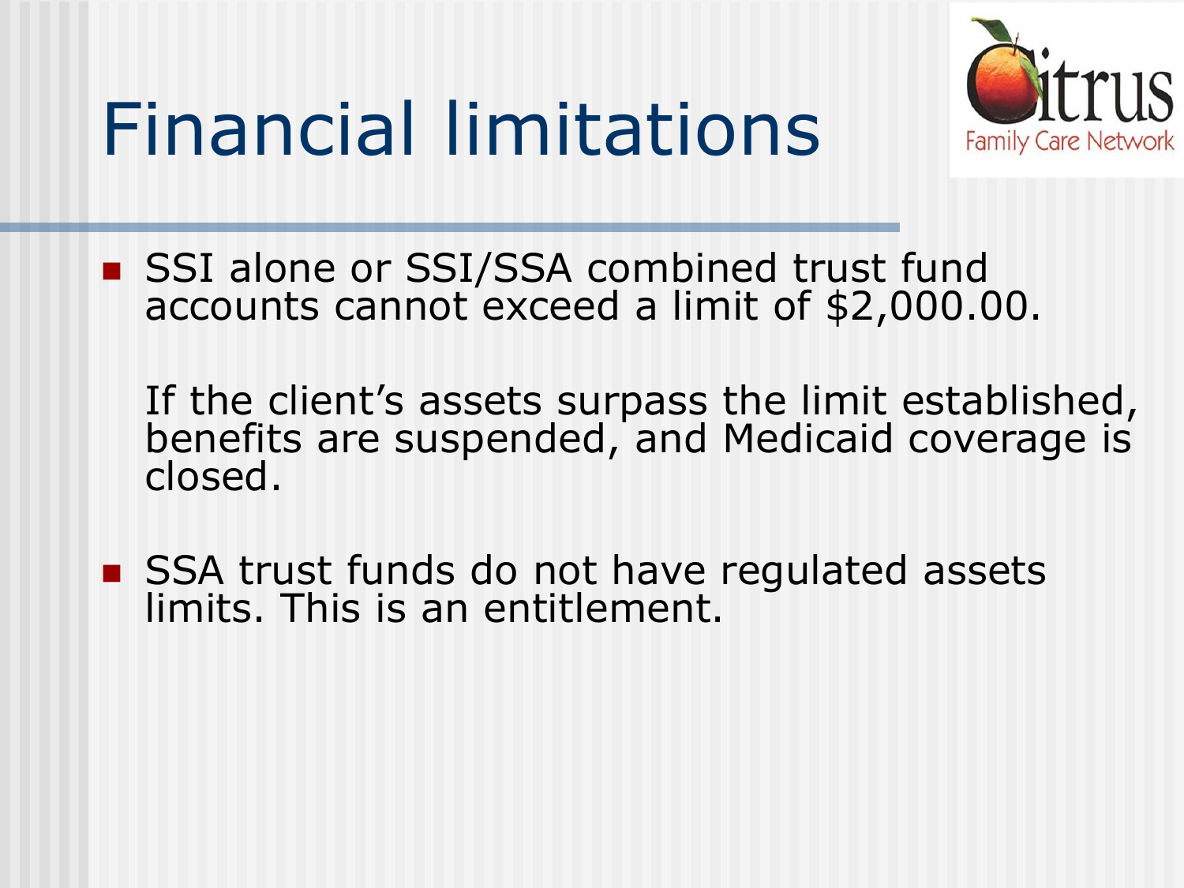# Financial limitations

- SSI alone or SSI/SSA combined trust fund accounts cannot exceed a limit of $2,000.00.

  If the client's assets surpass the limit established, benefits are suspended, and Medicaid coverage is closed.

- SSA trust funds do not have regulated assets limits. This is an entitlement.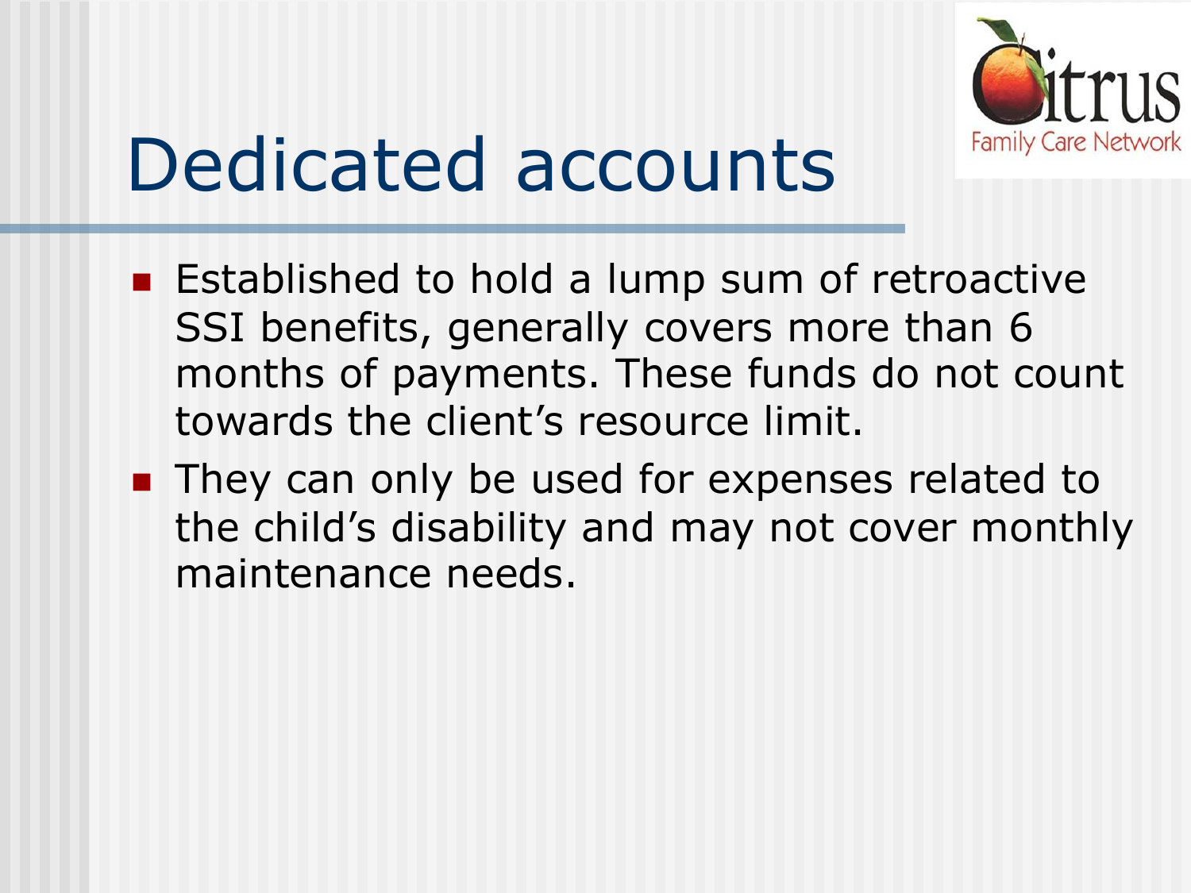# Dedicated accounts

- Established to hold a lump sum of retroactive SSI benefits, generally covers more than 6 months of payments. These funds do not count towards the client's resource limit.
- They can only be used for expenses related to the child's disability and may not cover monthly maintenance needs.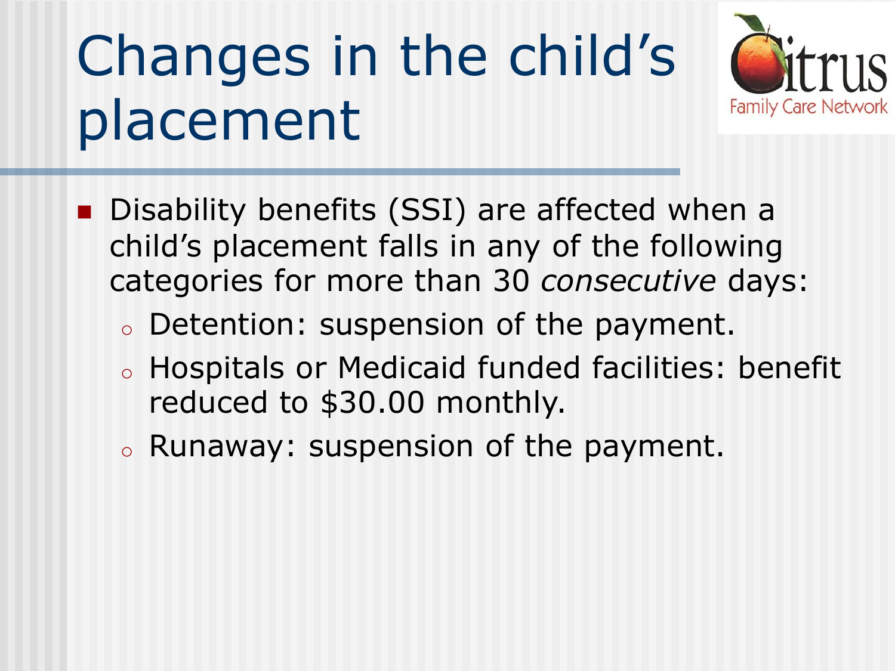# Changes in the child's placement

- Disability benefits (SSI) are affected when a child's placement falls in any of the following categories for more than 30 *consecutive* days:
  - Detention: suspension of the payment.
  - Hospitals or Medicaid funded facilities: benefit reduced to $30.00 monthly.
  - Runaway: suspension of the payment.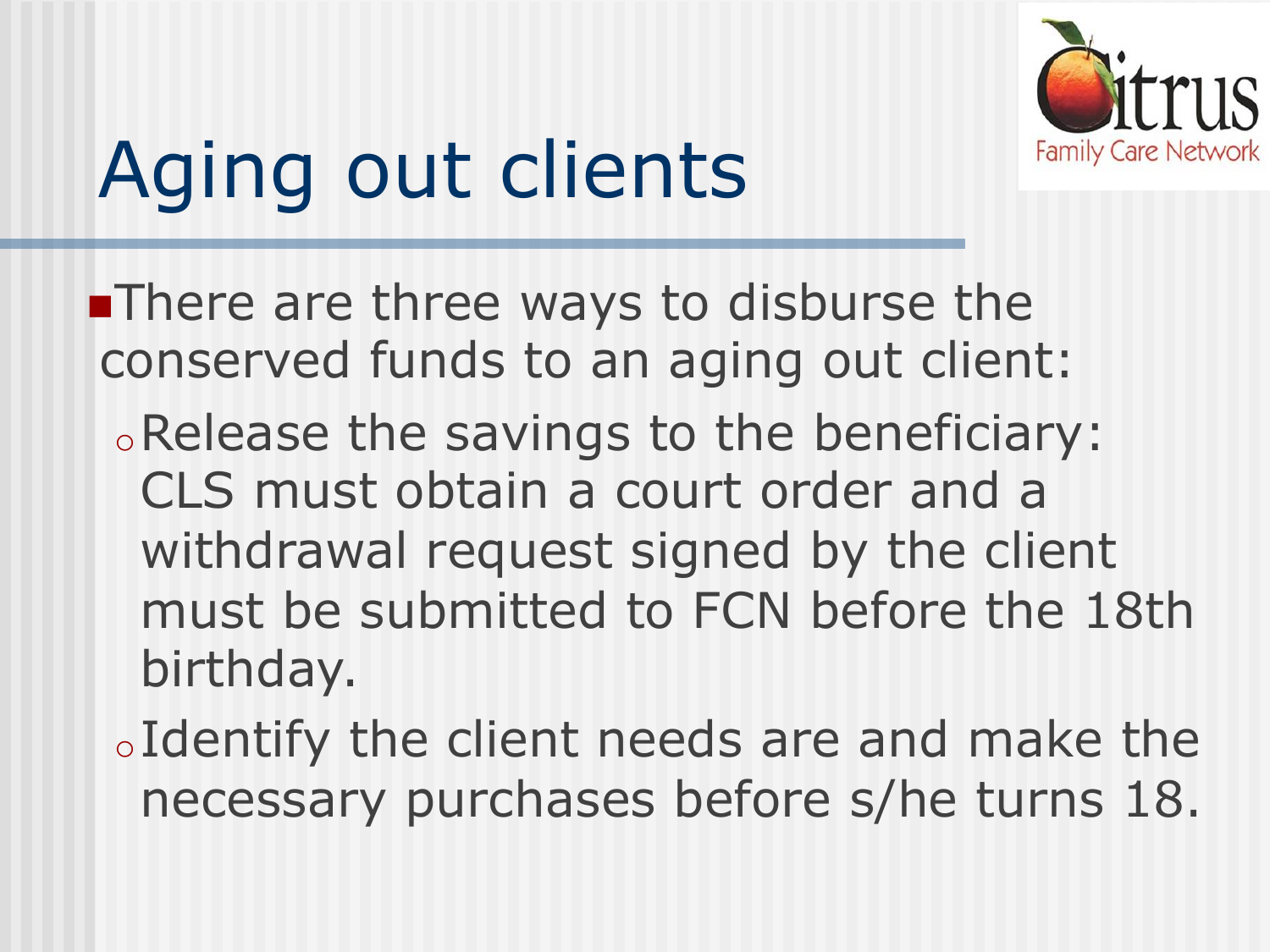# Aging out clients

- There are three ways to disburse the conserved funds to an aging out client:
  - Release the savings to the beneficiary: CLS must obtain a court order and a withdrawal request signed by the client must be submitted to FCN before the 18th birthday.
  - Identify the client needs are and make the necessary purchases before s/he turns 18.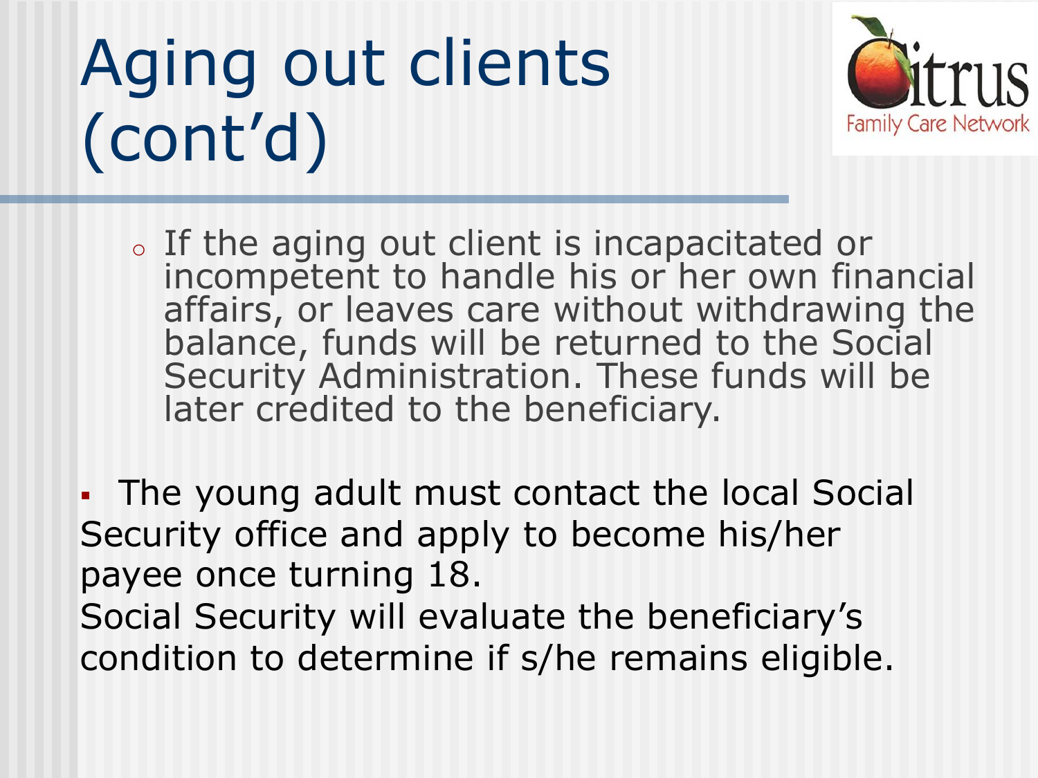# Aging out clients (cont'd)

  - If the aging out client is incapacitated or incompetent to handle his or her own financial affairs, or leaves care without withdrawing the balance, funds will be returned to the Social Security Administration. These funds will be later credited to the beneficiary.

- The young adult must contact the local Social Security office and apply to become his/her payee once turning 18.

Social Security will evaluate the beneficiary's condition to determine if s/he remains eligible.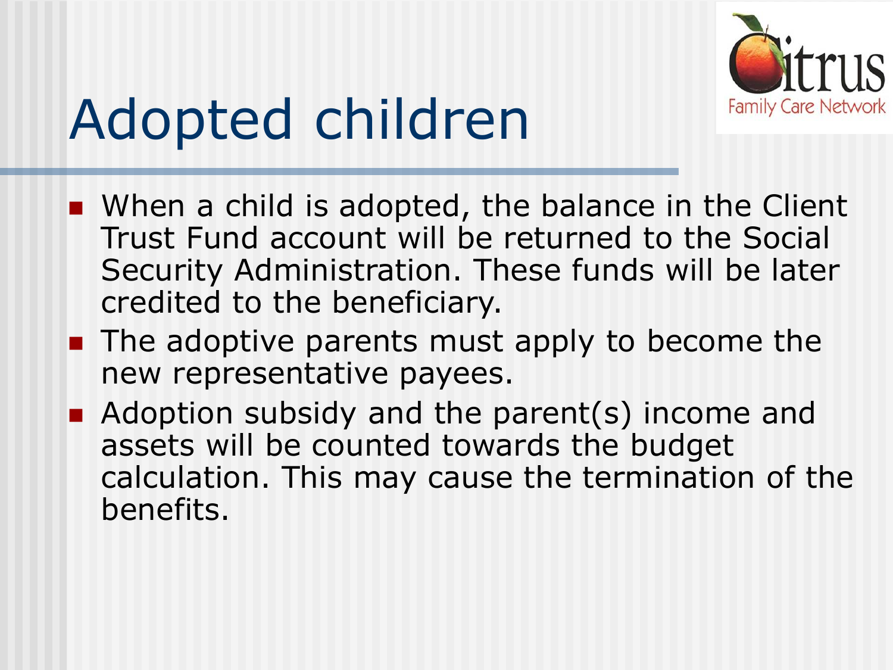# Adopted children

- When a child is adopted, the balance in the Client Trust Fund account will be returned to the Social Security Administration. These funds will be later credited to the beneficiary.
- The adoptive parents must apply to become the new representative payees.
- Adoption subsidy and the parent(s) income and assets will be counted towards the budget calculation. This may cause the termination of the benefits.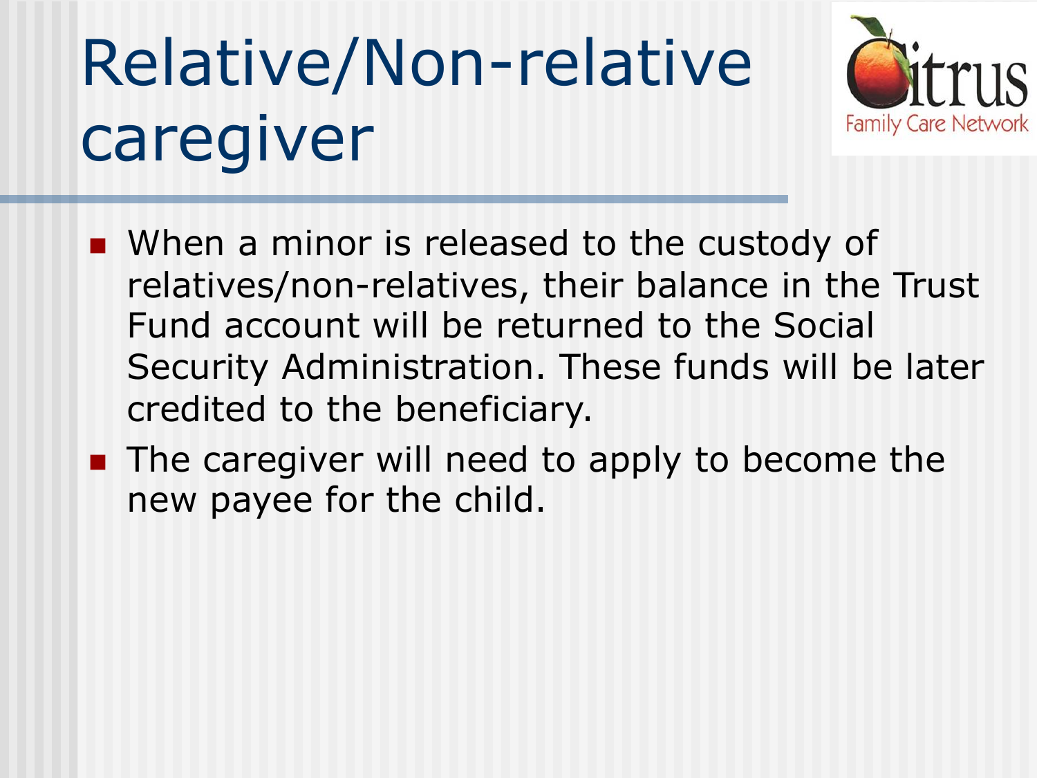# Relative/Non-relative caregiver

- When a minor is released to the custody of relatives/non-relatives, their balance in the Trust Fund account will be returned to the Social Security Administration. These funds will be later credited to the beneficiary.
- The caregiver will need to apply to become the new payee for the child.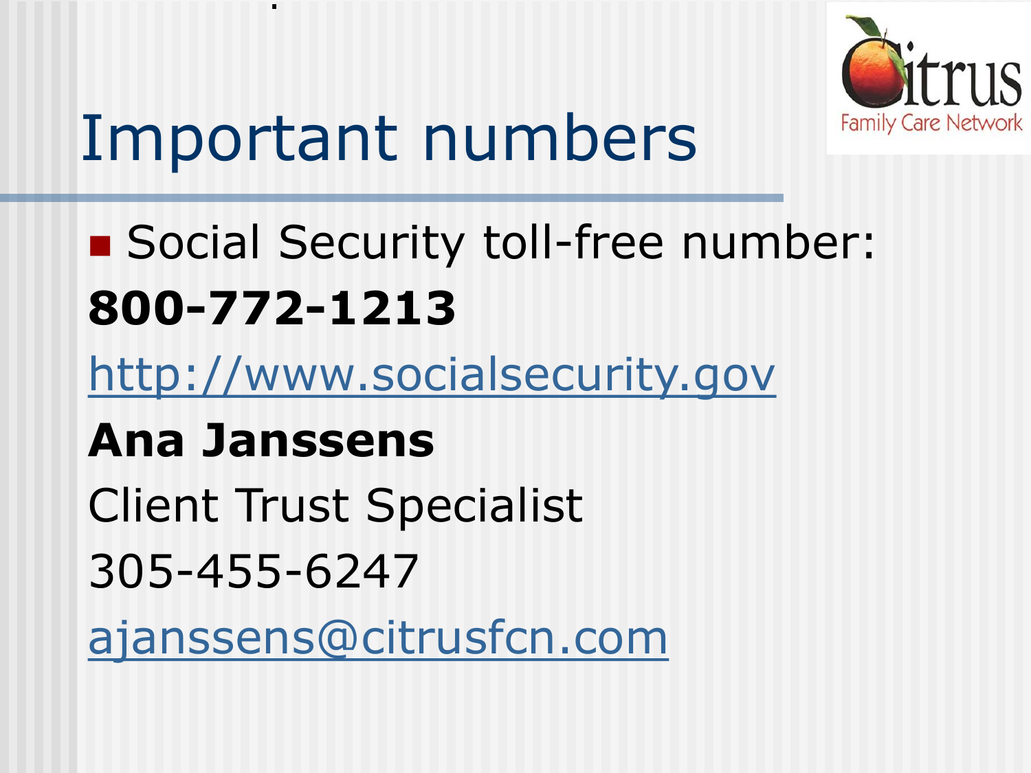# Important numbers

- Social Security toll-free number:

**800-772-1213**

http://www.socialsecurity.gov

**Ana Janssens**

Client Trust Specialist

305-455-6247

ajanssens@citrusfcn.com